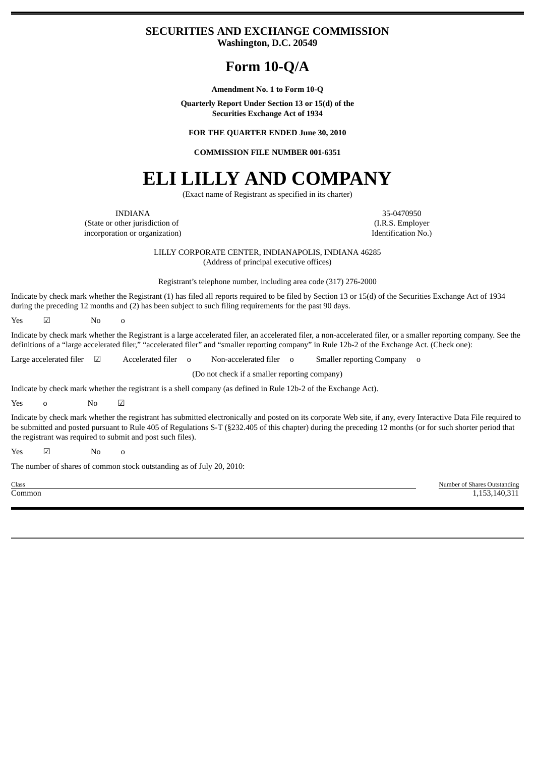**SECURITIES AND EXCHANGE COMMISSION**
**Washington, D.C. 20549**

# Form 10-Q/A

**Amendment No. 1 to Form 10-Q**

**Quarterly Report Under Section 13 or 15(d) of the Securities Exchange Act of 1934**

**FOR THE QUARTER ENDED June 30, 2010**

**COMMISSION FILE NUMBER 001-6351**

# ELI LILLY AND COMPANY

(Exact name of Registrant as specified in its charter)

| INDIANA | 35-0470950 |
|---|---|
| (State or other jurisdiction of incorporation or organization) | (I.R.S. Employer Identification No.) |

LILLY CORPORATE CENTER, INDIANAPOLIS, INDIANA 46285
(Address of principal executive offices)

Registrant's telephone number, including area code (317) 276-2000

Indicate by check mark whether the Registrant (1) has filed all reports required to be filed by Section 13 or 15(d) of the Securities Exchange Act of 1934 during the preceding 12 months and (2) has been subject to such filing requirements for the past 90 days.

Yes ☑ No o

Indicate by check mark whether the Registrant is a large accelerated filer, an accelerated filer, a non-accelerated filer, or a smaller reporting company. See the definitions of a "large accelerated filer," "accelerated filer" and "smaller reporting company" in Rule 12b-2 of the Exchange Act. (Check one):

Large accelerated filer ☑ Accelerated filer o Non-accelerated filer o Smaller reporting Company o

(Do not check if a smaller reporting company)

Indicate by check mark whether the registrant is a shell company (as defined in Rule 12b-2 of the Exchange Act).

Yes o No ☑

Indicate by check mark whether the registrant has submitted electronically and posted on its corporate Web site, if any, every Interactive Data File required to be submitted and posted pursuant to Rule 405 of Regulations S-T (§232.405 of this chapter) during the preceding 12 months (or for such shorter period that the registrant was required to submit and post such files).

Yes ☑ No o

The number of shares of common stock outstanding as of July 20, 2010:

| Class | Number of Shares Outstanding |
|---|---|
| Common | 1,153,140,311 |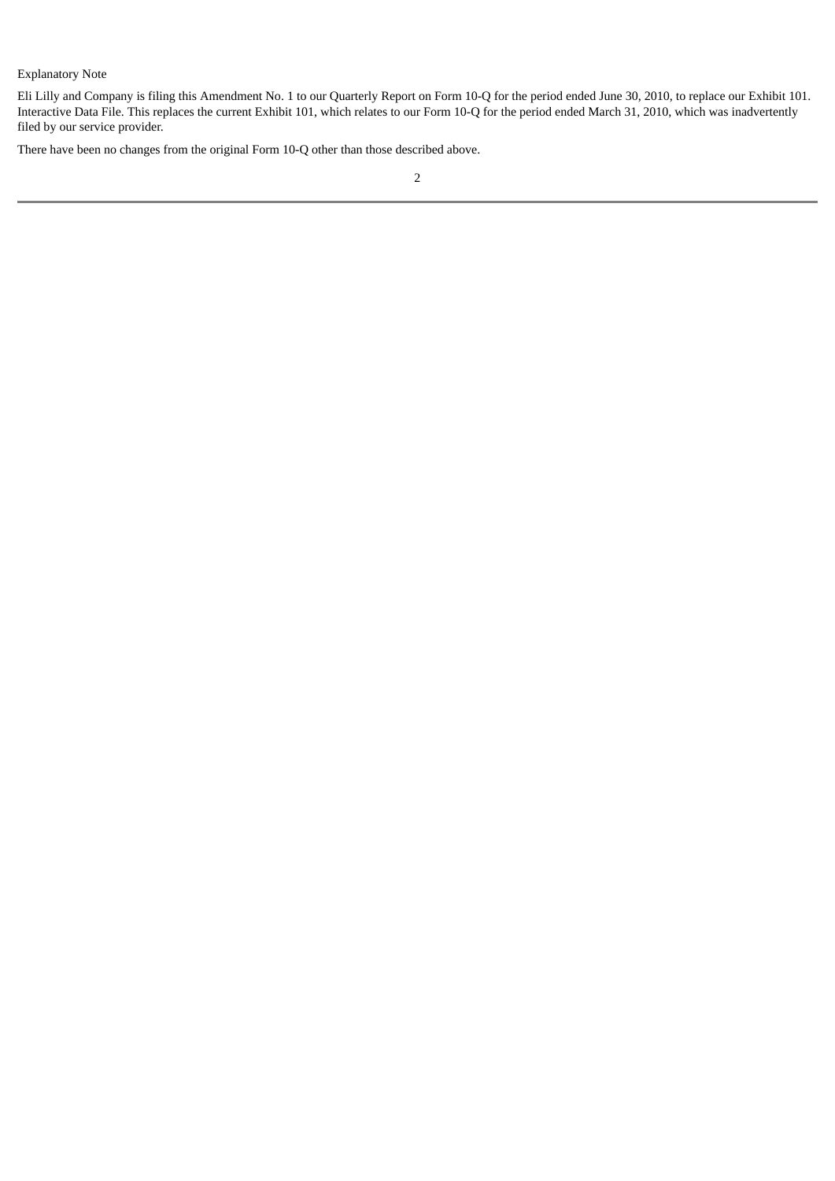Explanatory Note

Eli Lilly and Company is filing this Amendment No. 1 to our Quarterly Report on Form 10-Q for the period ended June 30, 2010, to replace our Exhibit 101. Interactive Data File. This replaces the current Exhibit 101, which relates to our Form 10-Q for the period ended March 31, 2010, which was inadvertently filed by our service provider.

There have been no changes from the original Form 10-Q other than those described above.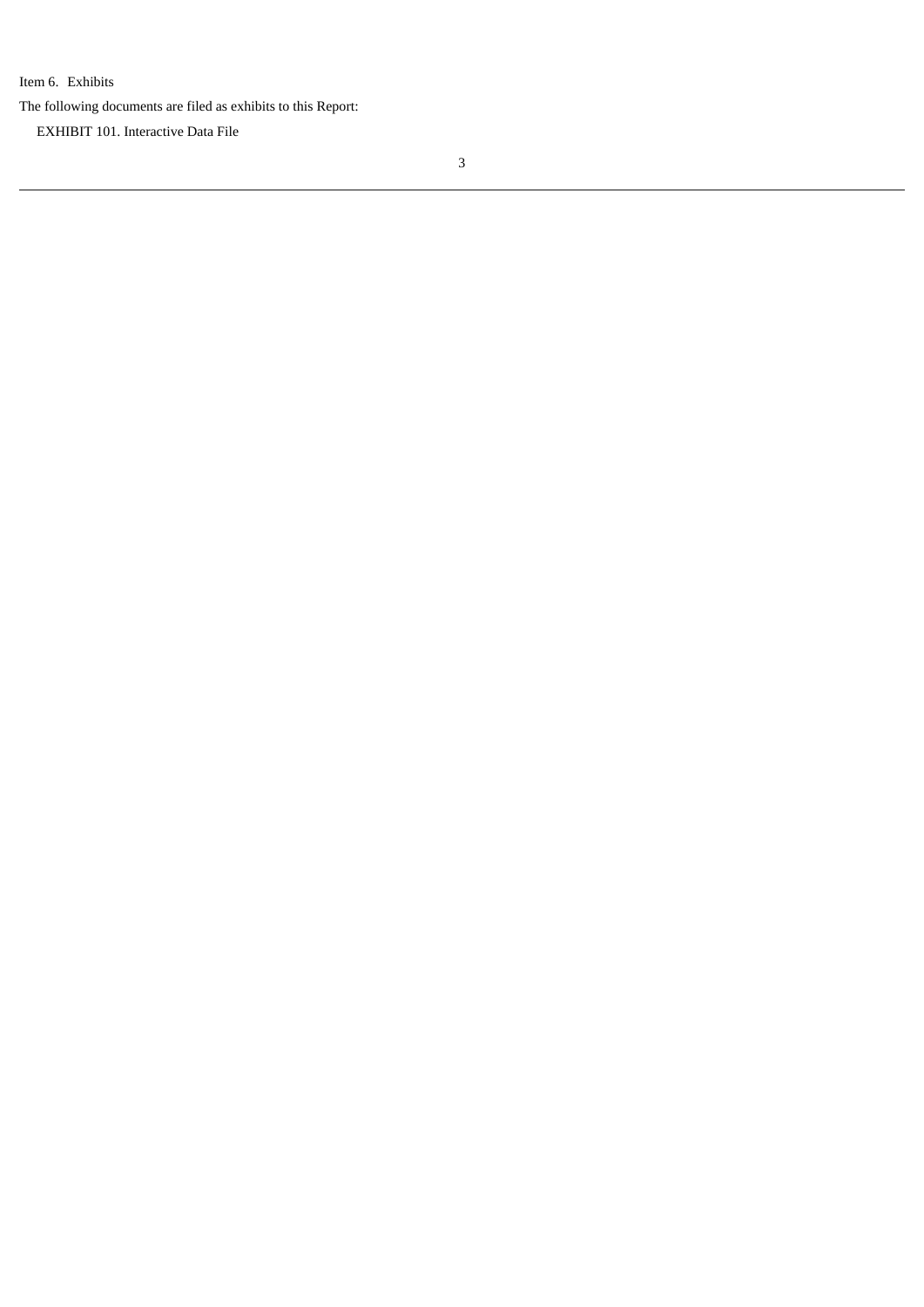Item 6. Exhibits

The following documents are filed as exhibits to this Report:

EXHIBIT 101. Interactive Data File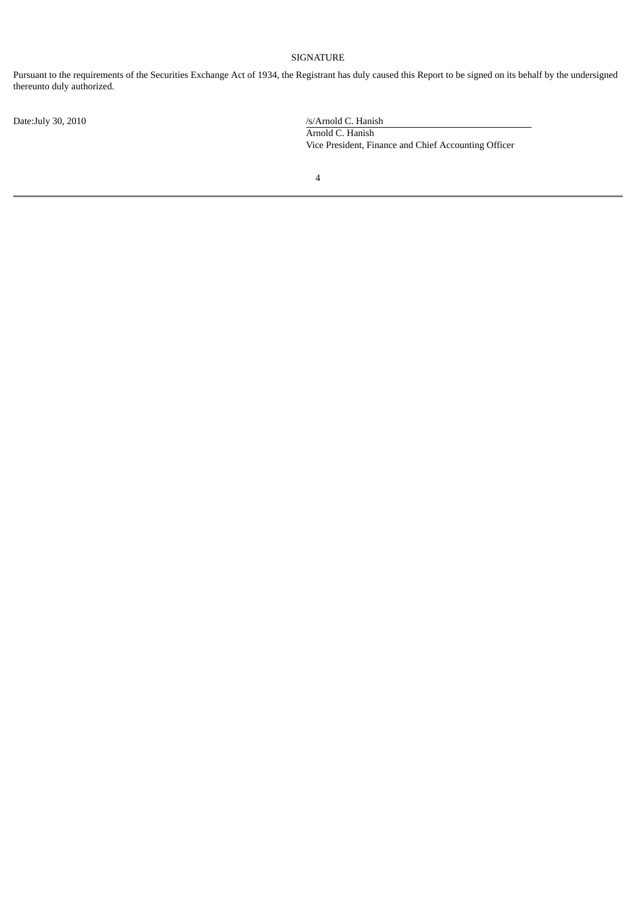SIGNATURE

Pursuant to the requirements of the Securities Exchange Act of 1934, the Registrant has duly caused this Report to be signed on its behalf by the undersigned thereunto duly authorized.

Date:July 30, 2010

/s/Arnold C. Hanish

Arnold C. Hanish
Vice President, Finance and Chief Accounting Officer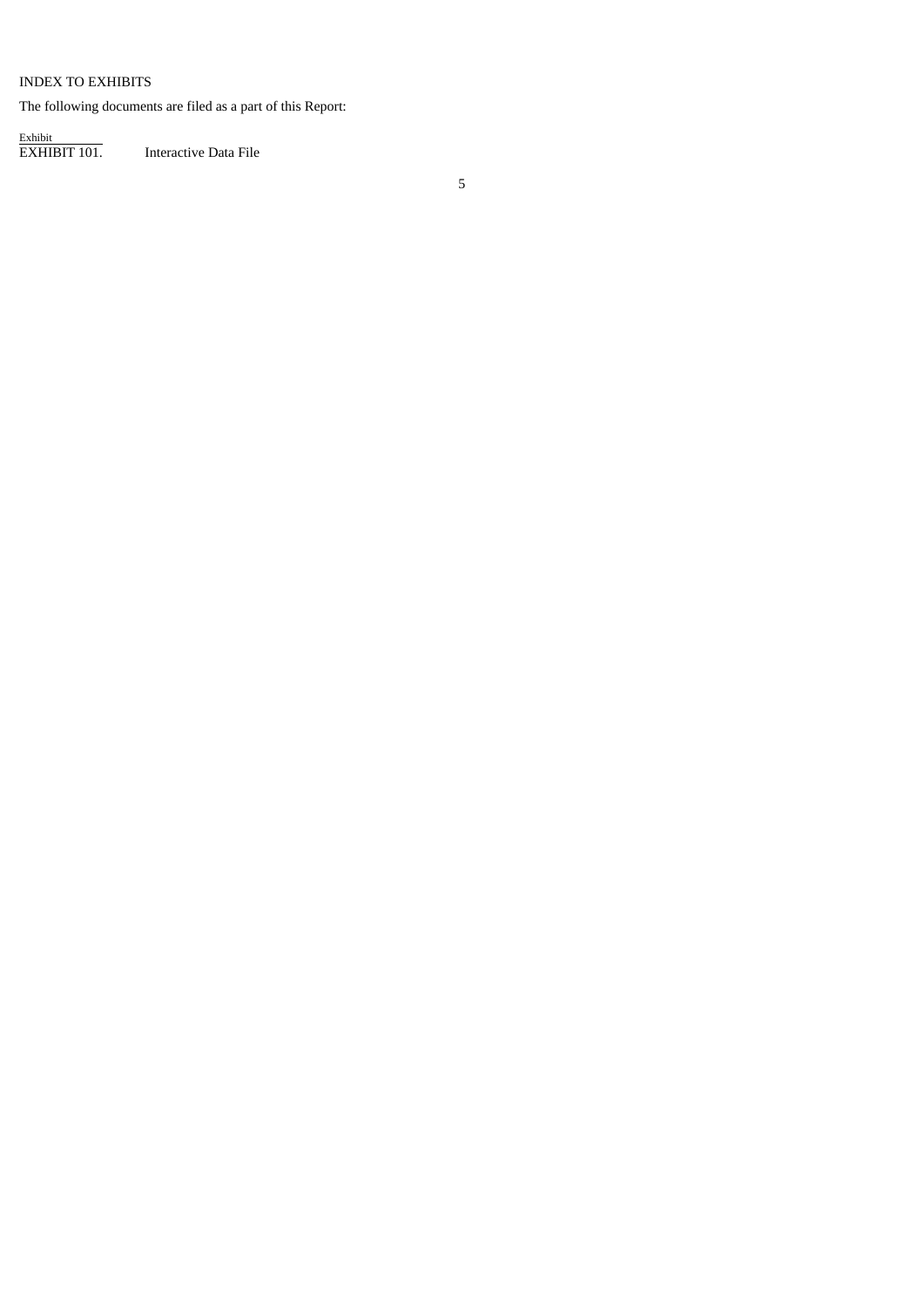INDEX TO EXHIBITS

The following documents are filed as a part of this Report:

| Exhibit | |
| --- | --- |
| EXHIBIT 101. | Interactive Data File |